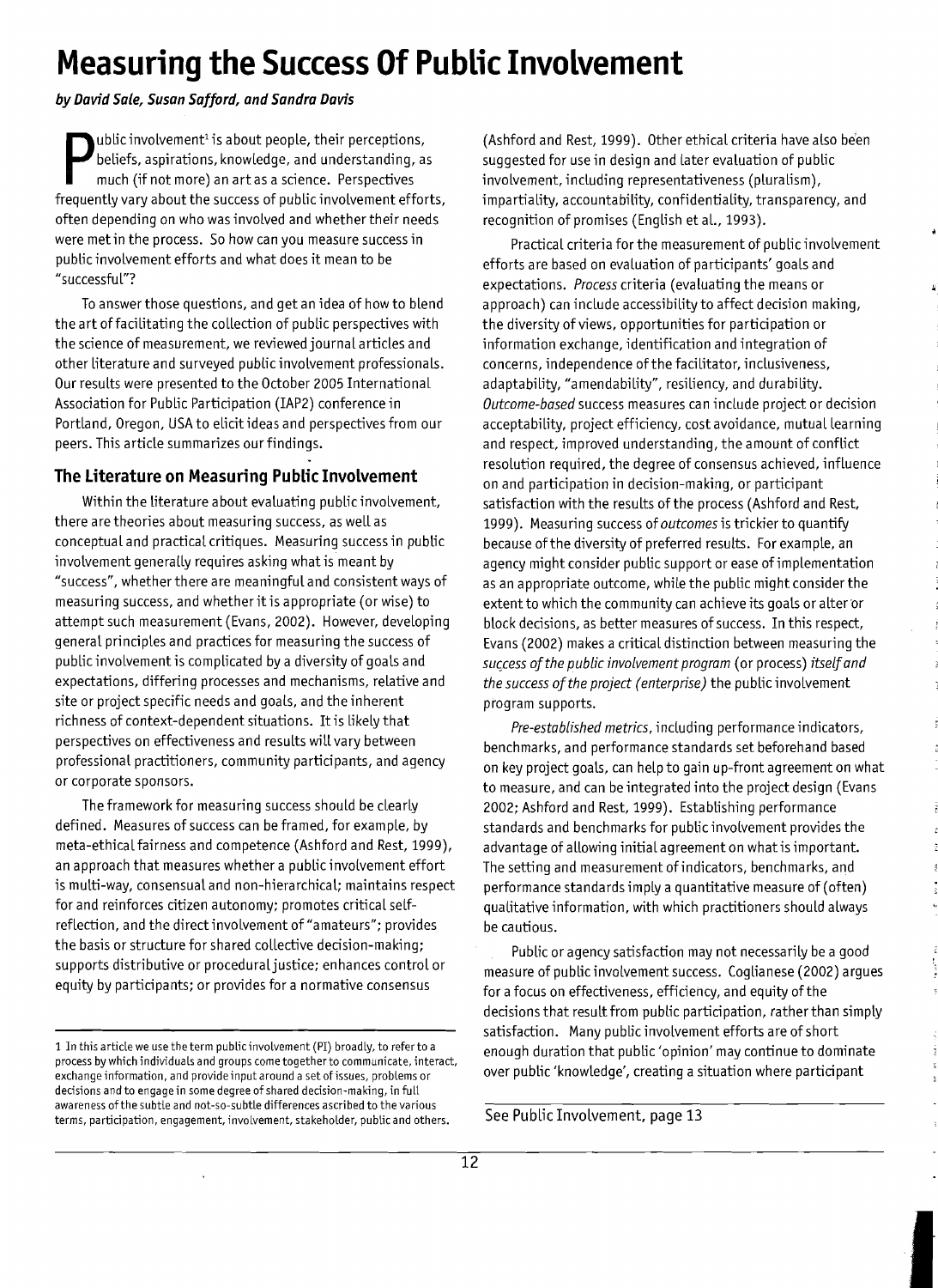# Measuring the Success Of Public Involvement

***by David Sale, Susan Safford, and Sandra Davis***

Public involvement[1] is about people, their perceptions, beliefs, aspirations, knowledge, and understanding, as much (if not more) an art as a science. Perspectives frequently vary about the success of public involvement efforts, often depending on who was involved and whether their needs were met in the process. So how can you measure success in public involvement efforts and what does it mean to be "successful"?

To answer those questions, and get an idea of how to blend the art of facilitating the collection of public perspectives with the science of measurement, we reviewed journal articles and other literature and surveyed public involvement professionals. Our results were presented to the October 2005 International Association for Public Participation (IAP2) conference in Portland, Oregon, USA to elicit ideas and perspectives from our peers. This article summarizes our findings.

## The Literature on Measuring Public Involvement

Within the literature about evaluating public involvement, there are theories about measuring success, as well as conceptual and practical critiques. Measuring success in public involvement generally requires asking what is meant by "success", whether there are meaningful and consistent ways of measuring success, and whether it is appropriate (or wise) to attempt such measurement (Evans, 2002). However, developing general principles and practices for measuring the success of public involvement is complicated by a diversity of goals and expectations, differing processes and mechanisms, relative and site or project specific needs and goals, and the inherent richness of context-dependent situations. It is likely that perspectives on effectiveness and results will vary between professional practitioners, community participants, and agency or corporate sponsors.

The framework for measuring success should be clearly defined. Measures of success can be framed, for example, by meta-ethical fairness and competence (Ashford and Rest, 1999), an approach that measures whether a public involvement effort is multi-way, consensual and non-hierarchical; maintains respect for and reinforces citizen autonomy; promotes critical self-reflection, and the direct involvement of "amateurs"; provides the basis or structure for shared collective decision-making; supports distributive or procedural justice; enhances control or equity by participants; or provides for a normative consensus (Ashford and Rest, 1999). Other ethical criteria have also been suggested for use in design and later evaluation of public involvement, including representativeness (pluralism), impartiality, accountability, confidentiality, transparency, and recognition of promises (English et al., 1993).

Practical criteria for the measurement of public involvement efforts are based on evaluation of participants' goals and expectations. *Process* criteria (evaluating the means or approach) can include accessibility to affect decision making, the diversity of views, opportunities for participation or information exchange, identification and integration of concerns, independence of the facilitator, inclusiveness, adaptability, "amendability", resiliency, and durability. *Outcome-based* success measures can include project or decision acceptability, project efficiency, cost avoidance, mutual learning and respect, improved understanding, the amount of conflict resolution required, the degree of consensus achieved, influence on and participation in decision-making, or participant satisfaction with the results of the process (Ashford and Rest, 1999). Measuring success of *outcomes* is trickier to quantify because of the diversity of preferred results. For example, an agency might consider public support or ease of implementation as an appropriate outcome, while the public might consider the extent to which the community can achieve its goals or alter or block decisions, as better measures of success. In this respect, Evans (2002) makes a critical distinction between measuring the *success of the public involvement program* (or process) *itself and the success of the project (enterprise)* the public involvement program supports.

*Pre-established metrics*, including performance indicators, benchmarks, and performance standards set beforehand based on key project goals, can help to gain up-front agreement on what to measure, and can be integrated into the project design (Evans 2002; Ashford and Rest, 1999). Establishing performance standards and benchmarks for public involvement provides the advantage of allowing initial agreement on what is important. The setting and measurement of indicators, benchmarks, and performance standards imply a quantitative measure of (often) qualitative information, with which practitioners should always be cautious.

Public or agency satisfaction may not necessarily be a good measure of public involvement success. Coglianese (2002) argues for a focus on effectiveness, efficiency, and equity of the decisions that result from public participation, rather than simply satisfaction. Many public involvement efforts are of short enough duration that public 'opinion' may continue to dominate over public 'knowledge', creating a situation where participant

See Public Involvement, page 13

---

[1] In this article we use the term public involvement (PI) broadly, to refer to a process by which individuals and groups come together to communicate, interact, exchange information, and provide input around a set of issues, problems or decisions and to engage in some degree of shared decision-making, in full awareness of the subtle and not-so-subtle differences ascribed to the various terms, participation, engagement, involvement, stakeholder, public and others.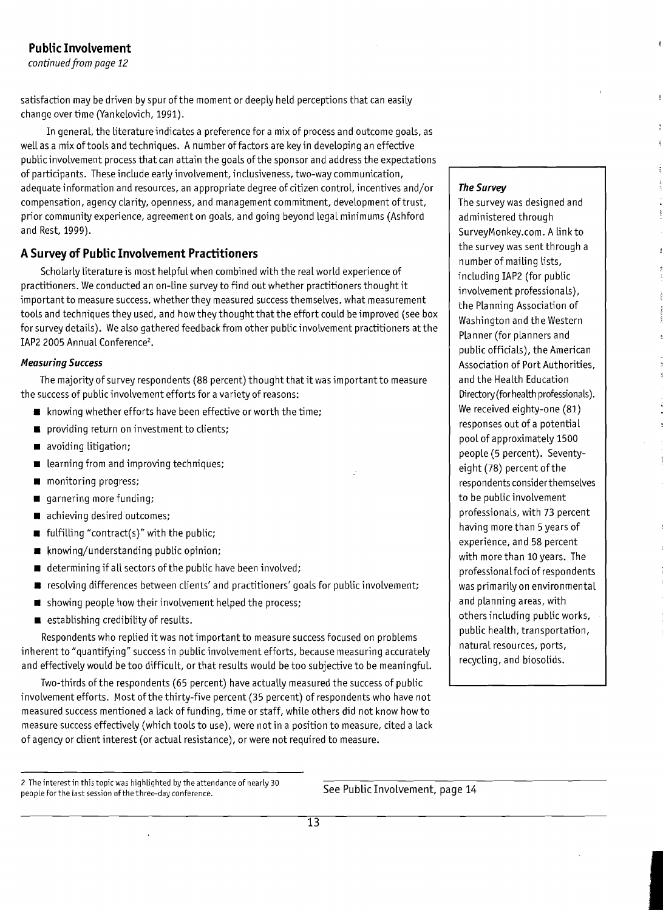## Public Involvement

*continued from page 12*

satisfaction may be driven by spur of the moment or deeply held perceptions that can easily change over time (Yankelovich, 1991).

In general, the literature indicates a preference for a mix of process and outcome goals, as well as a mix of tools and techniques. A number of factors are key in developing an effective public involvement process that can attain the goals of the sponsor and address the expectations of participants. These include early involvement, inclusiveness, two-way communication, adequate information and resources, an appropriate degree of citizen control, incentives and/or compensation, agency clarity, openness, and management commitment, development of trust, prior community experience, agreement on goals, and going beyond legal minimums (Ashford and Rest, 1999).

## A Survey of Public Involvement Practitioners

Scholarly literature is most helpful when combined with the real world experience of practitioners. We conducted an on-line survey to find out whether practitioners thought it important to measure success, whether they measured success themselves, what measurement tools and techniques they used, and how they thought that the effort could be improved (see box for survey details). We also gathered feedback from other public involvement practitioners at the IAP2 2005 Annual Conference[2].

### *Measuring Success*

The majority of survey respondents (88 percent) thought that it was important to measure the success of public involvement efforts for a variety of reasons:

- knowing whether efforts have been effective or worth the time;
- providing return on investment to clients;
- avoiding litigation;
- learning from and improving techniques;
- monitoring progress;
- garnering more funding;
- achieving desired outcomes;
- fulfilling "contract(s)" with the public;
- knowing/understanding public opinion;
- determining if all sectors of the public have been involved;
- resolving differences between clients' and practitioners' goals for public involvement;
- showing people how their involvement helped the process;
- establishing credibility of results.

Respondents who replied it was not important to measure success focused on problems inherent to "quantifying" success in public involvement efforts, because measuring accurately and effectively would be too difficult, or that results would be too subjective to be meaningful.

Two-thirds of the respondents (65 percent) have actually measured the success of public involvement efforts. Most of the thirty-five percent (35 percent) of respondents who have not measured success mentioned a lack of funding, time or staff, while others did not know how to measure success effectively (which tools to use), were not in a position to measure, cited a lack of agency or client interest (or actual resistance), or were not required to measure.

### *The Survey*

The survey was designed and administered through SurveyMonkey.com. A link to the survey was sent through a number of mailing lists, including IAP2 (for public involvement professionals), the Planning Association of Washington and the Western Planner (for planners and public officials), the American Association of Port Authorities, and the Health Education Directory (for health professionals). We received eighty-one (81) responses out of a potential pool of approximately 1500 people (5 percent). Seventy-eight (78) percent of the respondents consider themselves to be public involvement professionals, with 73 percent having more than 5 years of experience, and 58 percent with more than 10 years. The professional foci of respondents was primarily on environmental and planning areas, with others including public works, public health, transportation, natural resources, ports, recycling, and biosolids.

---

[2] The interest in this topic was highlighted by the attendance of nearly 30 people for the last session of the three-day conference.

See Public Involvement, page 14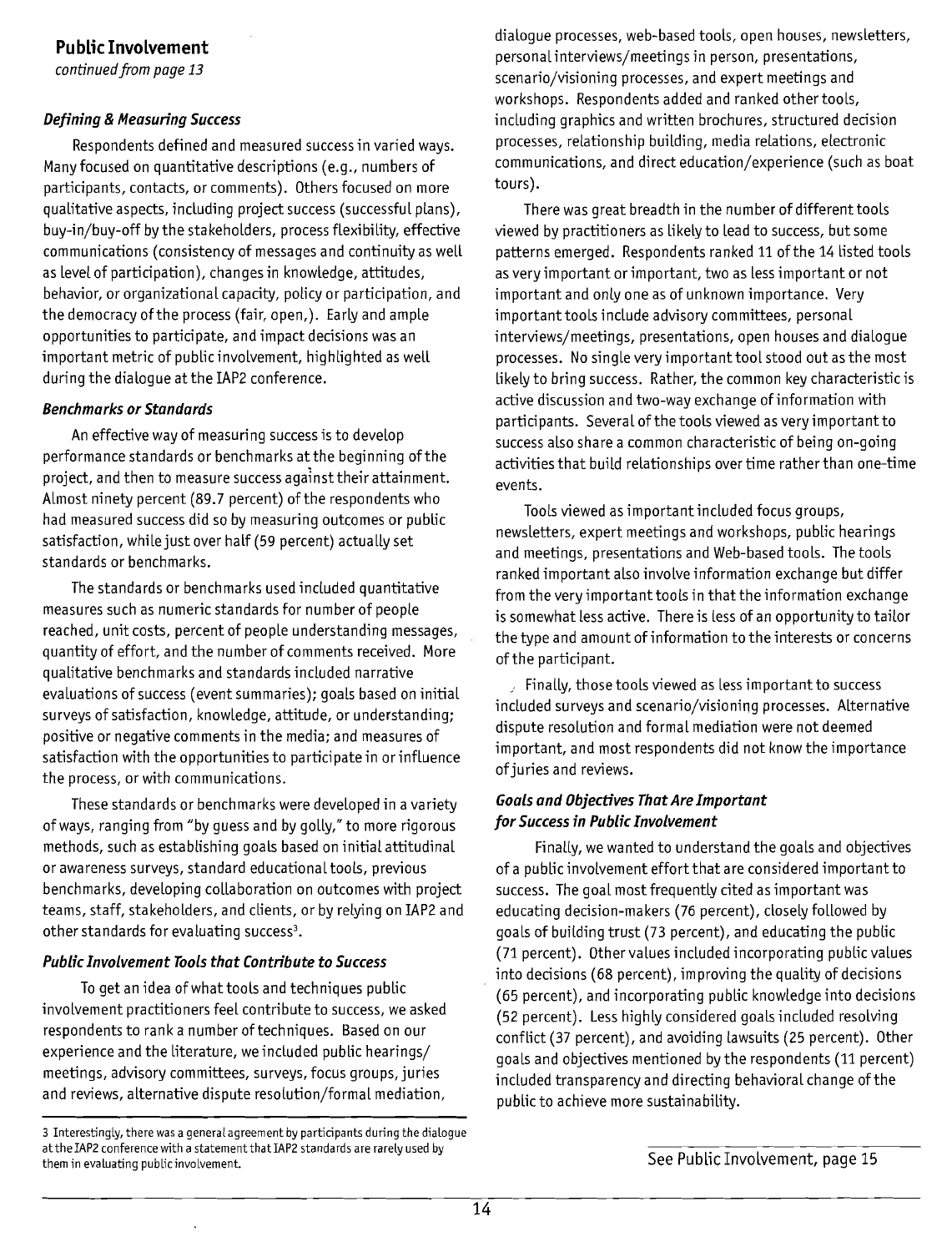## Public Involvement

*continued from page 13*

### *Defining & Measuring Success*

Respondents defined and measured success in varied ways. Many focused on quantitative descriptions (e.g., numbers of participants, contacts, or comments). Others focused on more qualitative aspects, including project success (successful plans), buy-in/buy-off by the stakeholders, process flexibility, effective communications (consistency of messages and continuity as well as level of participation), changes in knowledge, attitudes, behavior, or organizational capacity, policy or participation, and the democracy of the process (fair, open,). Early and ample opportunities to participate, and impact decisions was an important metric of public involvement, highlighted as well during the dialogue at the IAP2 conference.

### *Benchmarks or Standards*

An effective way of measuring success is to develop performance standards or benchmarks at the beginning of the project, and then to measure success against their attainment. Almost ninety percent (89.7 percent) of the respondents who had measured success did so by measuring outcomes or public satisfaction, while just over half (59 percent) actually set standards or benchmarks.

The standards or benchmarks used included quantitative measures such as numeric standards for number of people reached, unit costs, percent of people understanding messages, quantity of effort, and the number of comments received. More qualitative benchmarks and standards included narrative evaluations of success (event summaries); goals based on initial surveys of satisfaction, knowledge, attitude, or understanding; positive or negative comments in the media; and measures of satisfaction with the opportunities to participate in or influence the process, or with communications.

These standards or benchmarks were developed in a variety of ways, ranging from "by guess and by golly," to more rigorous methods, such as establishing goals based on initial attitudinal or awareness surveys, standard educational tools, previous benchmarks, developing collaboration on outcomes with project teams, staff, stakeholders, and clients, or by relying on IAP2 and other standards for evaluating success[3].

### *Public Involvement Tools that Contribute to Success*

To get an idea of what tools and techniques public involvement practitioners feel contribute to success, we asked respondents to rank a number of techniques. Based on our experience and the literature, we included public hearings/meetings, advisory committees, surveys, focus groups, juries and reviews, alternative dispute resolution/formal mediation, dialogue processes, web-based tools, open houses, newsletters, personal interviews/meetings in person, presentations, scenario/visioning processes, and expert meetings and workshops. Respondents added and ranked other tools, including graphics and written brochures, structured decision processes, relationship building, media relations, electronic communications, and direct education/experience (such as boat tours).

There was great breadth in the number of different tools viewed by practitioners as likely to lead to success, but some patterns emerged. Respondents ranked 11 of the 14 listed tools as very important or important, two as less important or not important and only one as of unknown importance. Very important tools include advisory committees, personal interviews/meetings, presentations, open houses and dialogue processes. No single very important tool stood out as the most likely to bring success. Rather, the common key characteristic is active discussion and two-way exchange of information with participants. Several of the tools viewed as very important to success also share a common characteristic of being on-going activities that build relationships over time rather than one-time events.

Tools viewed as important included focus groups, newsletters, expert meetings and workshops, public hearings and meetings, presentations and Web-based tools. The tools ranked important also involve information exchange but differ from the very important tools in that the information exchange is somewhat less active. There is less of an opportunity to tailor the type and amount of information to the interests or concerns of the participant.

Finally, those tools viewed as less important to success included surveys and scenario/visioning processes. Alternative dispute resolution and formal mediation were not deemed important, and most respondents did not know the importance of juries and reviews.

### *Goals and Objectives That Are Important for Success in Public Involvement*

Finally, we wanted to understand the goals and objectives of a public involvement effort that are considered important to success. The goal most frequently cited as important was educating decision-makers (76 percent), closely followed by goals of building trust (73 percent), and educating the public (71 percent). Other values included incorporating public values into decisions (68 percent), improving the quality of decisions (65 percent), and incorporating public knowledge into decisions (52 percent). Less highly considered goals included resolving conflict (37 percent), and avoiding lawsuits (25 percent). Other goals and objectives mentioned by the respondents (11 percent) included transparency and directing behavioral change of the public to achieve more sustainability.

See Public Involvement, page 15

---

3 Interestingly, there was a general agreement by participants during the dialogue at the IAP2 conference with a statement that IAP2 standards are rarely used by them in evaluating public involvement.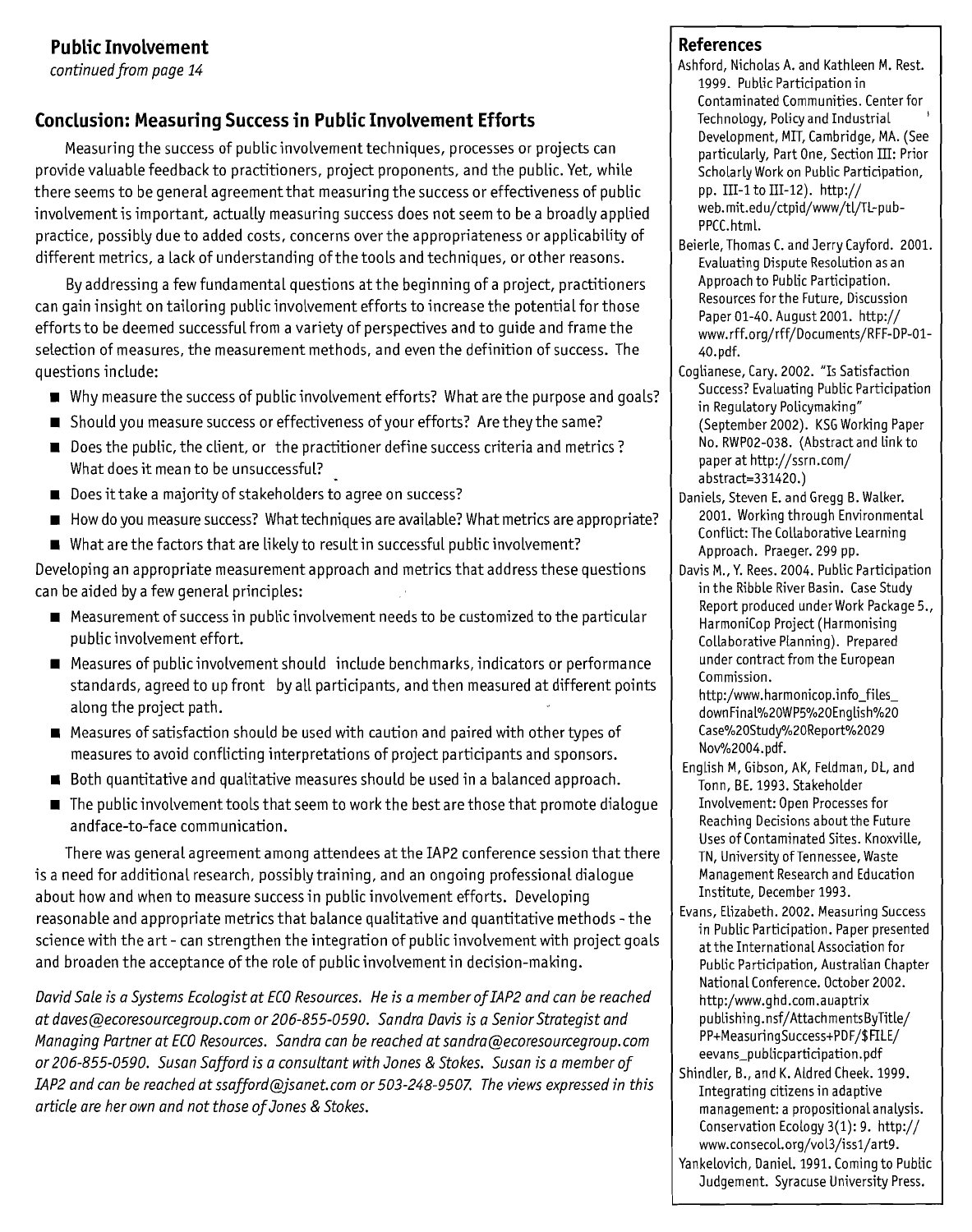## Public Involvement

*continued from page 14*

### Conclusion: Measuring Success in Public Involvement Efforts

Measuring the success of public involvement techniques, processes or projects can provide valuable feedback to practitioners, project proponents, and the public. Yet, while there seems to be general agreement that measuring the success or effectiveness of public involvement is important, actually measuring success does not seem to be a broadly applied practice, possibly due to added costs, concerns over the appropriateness or applicability of different metrics, a lack of understanding of the tools and techniques, or other reasons.

By addressing a few fundamental questions at the beginning of a project, practitioners can gain insight on tailoring public involvement efforts to increase the potential for those efforts to be deemed successful from a variety of perspectives and to guide and frame the selection of measures, the measurement methods, and even the definition of success. The questions include:

- Why measure the success of public involvement efforts? What are the purpose and goals?
- Should you measure success or effectiveness of your efforts? Are they the same?
- Does the public, the client, or the practitioner define success criteria and metrics? What does it mean to be unsuccessful?
- Does it take a majority of stakeholders to agree on success?
- How do you measure success? What techniques are available? What metrics are appropriate?
- What are the factors that are likely to result in successful public involvement?

Developing an appropriate measurement approach and metrics that address these questions can be aided by a few general principles:

- Measurement of success in public involvement needs to be customized to the particular public involvement effort.
- Measures of public involvement should include benchmarks, indicators or performance standards, agreed to up front by all participants, and then measured at different points along the project path.
- Measures of satisfaction should be used with caution and paired with other types of measures to avoid conflicting interpretations of project participants and sponsors.
- Both quantitative and qualitative measures should be used in a balanced approach.
- The public involvement tools that seem to work the best are those that promote dialogue andface-to-face communication.

There was general agreement among attendees at the IAP2 conference session that there is a need for additional research, possibly training, and an ongoing professional dialogue about how and when to measure success in public involvement efforts. Developing reasonable and appropriate metrics that balance qualitative and quantitative methods - the science with the art - can strengthen the integration of public involvement with project goals and broaden the acceptance of the role of public involvement in decision-making.

*David Sale is a Systems Ecologist at ECO Resources. He is a member of IAP2 and can be reached at daves@ecoresourcegroup.com or 206-855-0590. Sandra Davis is a Senior Strategist and Managing Partner at ECO Resources. Sandra can be reached at sandra@ecoresourcegroup.com or 206-855-0590. Susan Safford is a consultant with Jones & Stokes. Susan is a member of IAP2 and can be reached at ssafford@jsanet.com or 503-248-9507. The views expressed in this article are her own and not those of Jones & Stokes.*

### References

Ashford, Nicholas A. and Kathleen M. Rest. 1999. Public Participation in Contaminated Communities. Center for Technology, Policy and Industrial Development, MIT, Cambridge, MA. (See particularly, Part One, Section III: Prior Scholarly Work on Public Participation, pp. III-1 to III-12). http://web.mit.edu/ctpid/www/tl/TL-pub-PPCC.html.

Beierle, Thomas C. and Jerry Cayford. 2001. Evaluating Dispute Resolution as an Approach to Public Participation. Resources for the Future, Discussion Paper 01-40. August 2001. http://www.rff.org/rff/Documents/RFF-DP-01-40.pdf.

Coglianese, Cary. 2002. "Is Satisfaction Success? Evaluating Public Participation in Regulatory Policymaking" (September 2002). KSG Working Paper No. RWP02-038. (Abstract and link to paper at http://ssrn.com/abstract=331420.)

Daniels, Steven E. and Gregg B. Walker. 2001. Working through Environmental Conflict: The Collaborative Learning Approach. Praeger. 299 pp.

Davis M., Y. Rees. 2004. Public Participation in the Ribble River Basin. Case Study Report produced under Work Package 5., HarmoniCop Project (Harmonising Collaborative Planning). Prepared under contract from the European Commission. http:/www.harmonicop.info_files_downFinal%20WP5%20English%20Case%20Study%20Report%2029Nov%2004.pdf.

English M, Gibson, AK, Feldman, DL, and Tonn, BE. 1993. Stakeholder Involvement: Open Processes for Reaching Decisions about the Future Uses of Contaminated Sites. Knoxville, TN, University of Tennessee, Waste Management Research and Education Institute, December 1993.

Evans, Elizabeth. 2002. Measuring Success in Public Participation. Paper presented at the International Association for Public Participation, Australian Chapter National Conference. October 2002. http:/www.ghd.com.auaptrix publishing.nsf/AttachmentsByTitle/PP+MeasuringSuccess+PDF/$FILE/eevans_publicparticipation.pdf

Shindler, B., and K. Aldred Cheek. 1999. Integrating citizens in adaptive management: a propositional analysis. Conservation Ecology 3(1): 9. http://www.consecol.org/vol3/iss1/art9.

Yankelovich, Daniel. 1991. Coming to Public Judgement. Syracuse University Press.